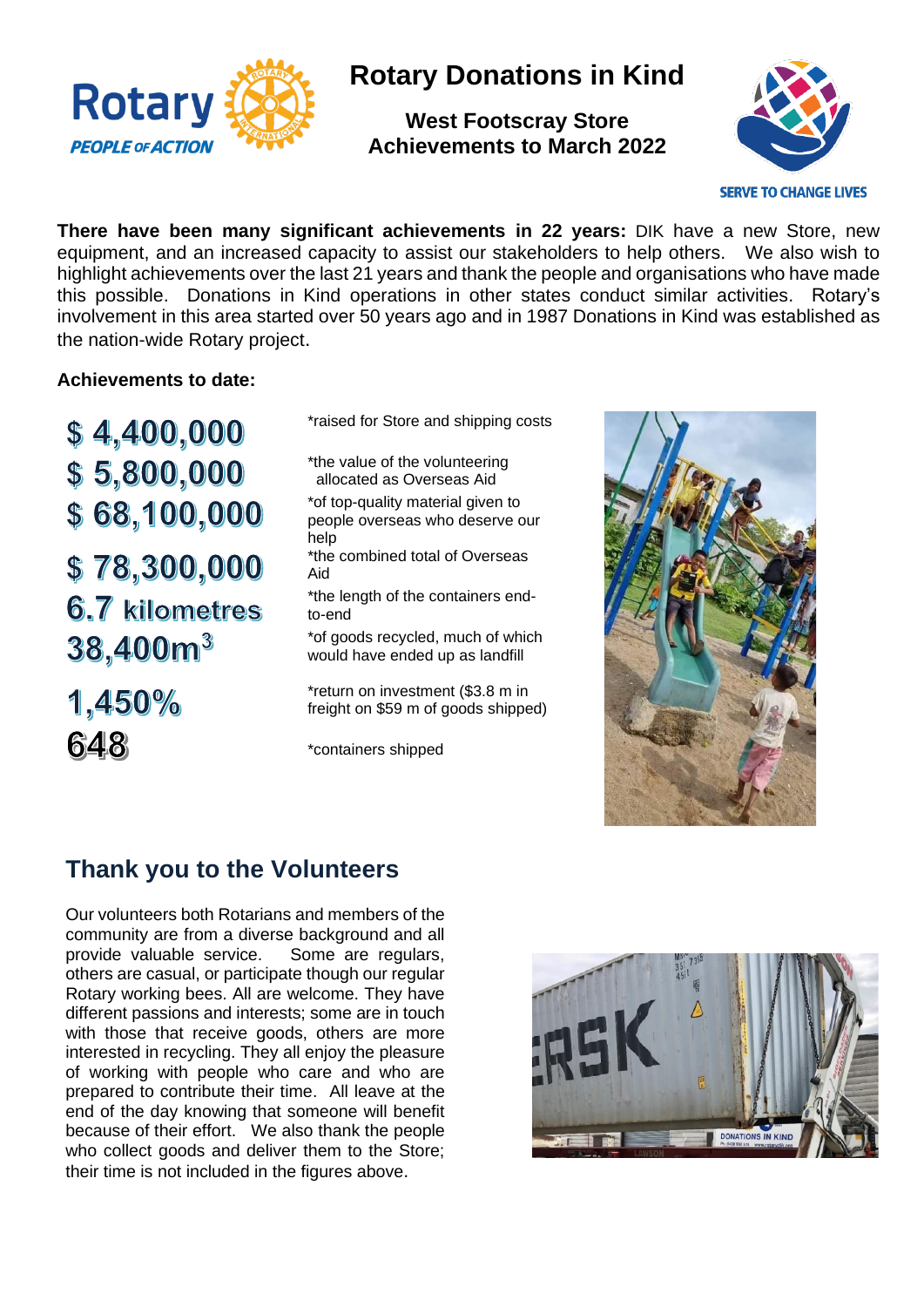# Rotary Donations in Kind

## West Footscray Store
## Achievements to March 2022

**There have been many significant achievements in 22 years:** DIK have a new Store, new equipment, and an increased capacity to assist our stakeholders to help others. We also wish to highlight achievements over the last 21 years and thank the people and organisations who have made this possible. Donations in Kind operations in other states conduct similar activities. Rotary's involvement in this area started over 50 years ago and in 1987 Donations in Kind was established as the nation-wide Rotary project.

**Achievements to date:**

| | |
|---|---|
| **$ 4,400,000** | *raised for Store and shipping costs |
| **$ 5,800,000** | *the value of the volunteering allocated as Overseas Aid |
| **$ 68,100,000** | *of top-quality material given to people overseas who deserve our help |
| **$ 78,300,000** | *the combined total of Overseas Aid |
| **6.7 kilometres** | *the length of the containers end-to-end |
| **38,400m³** | *of goods recycled, much of which would have ended up as landfill |
| **1,450%** | *return on investment ($3.8 m in freight on $59 m of goods shipped) |
| **648** | *containers shipped |

## Thank you to the Volunteers

Our volunteers both Rotarians and members of the community are from a diverse background and all provide valuable service. Some are regulars, others are casual, or participate though our regular Rotary working bees. All are welcome. They have different passions and interests; some are in touch with those that receive goods, others are more interested in recycling. They all enjoy the pleasure of working with people who care and who are prepared to contribute their time. All leave at the end of the day knowing that someone will benefit because of their effort. We also thank the people who collect goods and deliver them to the Store; their time is not included in the figures above.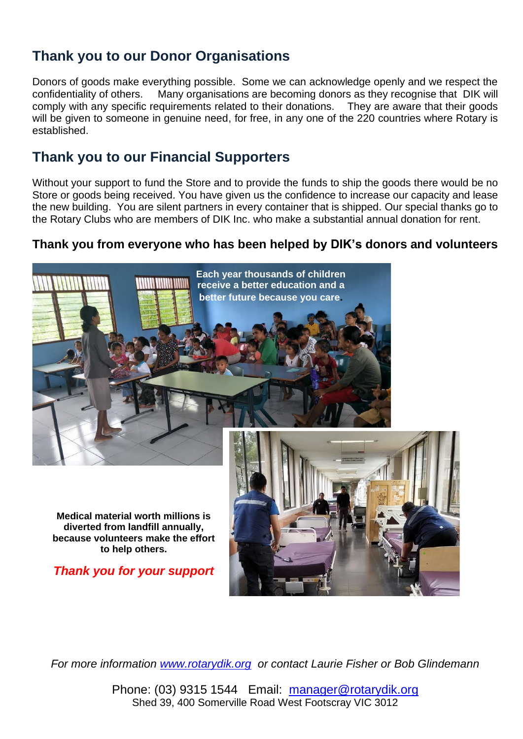## Thank you to our Donor Organisations

Donors of goods make everything possible. Some we can acknowledge openly and we respect the confidentiality of others. Many organisations are becoming donors as they recognise that DIK will comply with any specific requirements related to their donations. They are aware that their goods will be given to someone in genuine need, for free, in any one of the 220 countries where Rotary is established.

## Thank you to our Financial Supporters

Without your support to fund the Store and to provide the funds to ship the goods there would be no Store or goods being received. You have given us the confidence to increase our capacity and lease the new building. You are silent partners in every container that is shipped. Our special thanks go to the Rotary Clubs who are members of DIK Inc. who make a substantial annual donation for rent.

### Thank you from everyone who has been helped by DIK's donors and volunteers

**Each year thousands of children receive a better education and a better future because you care.**

**Medical material worth millions is diverted from landfill annually, because volunteers make the effort to help others.**

***Thank you for your support***

*For more information [www.rotarydik.org](http://www.rotarydik.org) or contact Laurie Fisher or Bob Glindemann*

Phone: (03) 9315 1544 Email: [manager@rotarydik.org](mailto:manager@rotarydik.org)
Shed 39, 400 Somerville Road West Footscray VIC 3012